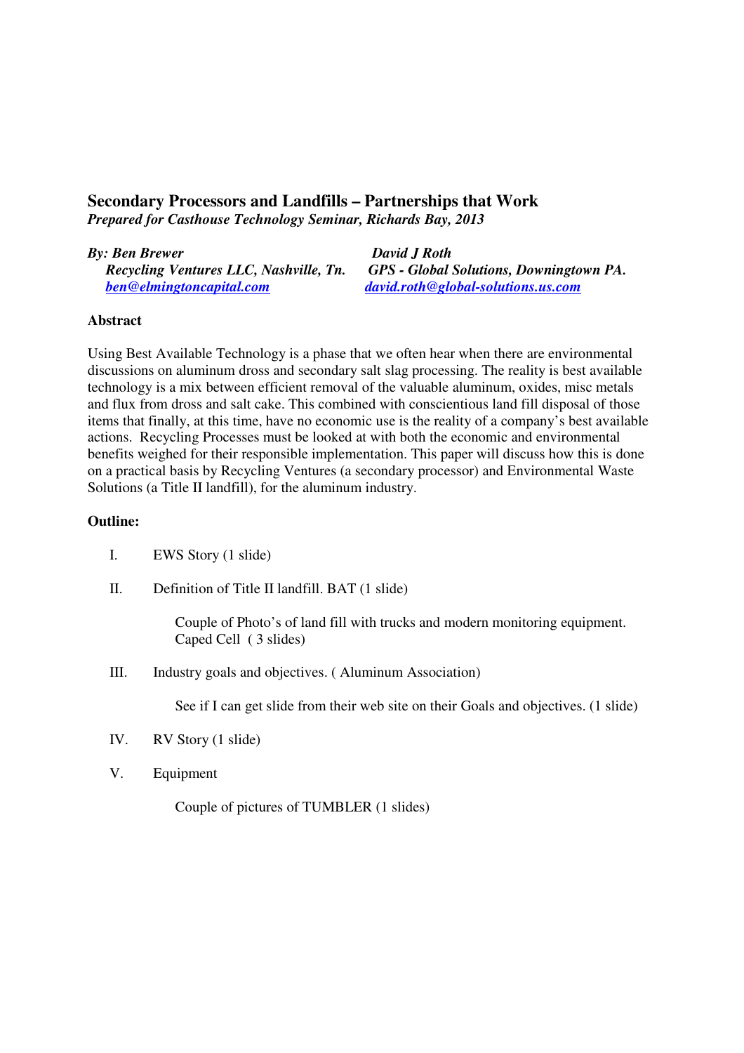# Secondary Processors and Landfills – Partnerships that Work

***Prepared for Casthouse Technology Seminar, Richards Bay, 2013***

***By: Ben Brewer***
***Recycling Ventures LLC, Nashville, Tn.***
***ben@elmingtoncapital.com***

***David J Roth***
***GPS - Global Solutions, Downingtown PA.***
***david.roth@global-solutions.us.com***

## Abstract

Using Best Available Technology is a phase that we often hear when there are environmental discussions on aluminum dross and secondary salt slag processing. The reality is best available technology is a mix between efficient removal of the valuable aluminum, oxides, misc metals and flux from dross and salt cake. This combined with conscientious land fill disposal of those items that finally, at this time, have no economic use is the reality of a company's best available actions. Recycling Processes must be looked at with both the economic and environmental benefits weighed for their responsible implementation. This paper will discuss how this is done on a practical basis by Recycling Ventures (a secondary processor) and Environmental Waste Solutions (a Title II landfill), for the aluminum industry.

## Outline:

I. EWS Story (1 slide)

II. Definition of Title II landfill. BAT (1 slide)

  Couple of Photo's of land fill with trucks and modern monitoring equipment. Caped Cell ( 3 slides)

III. Industry goals and objectives. ( Aluminum Association)

  See if I can get slide from their web site on their Goals and objectives. (1 slide)

IV. RV Story (1 slide)

V. Equipment

  Couple of pictures of TUMBLER (1 slides)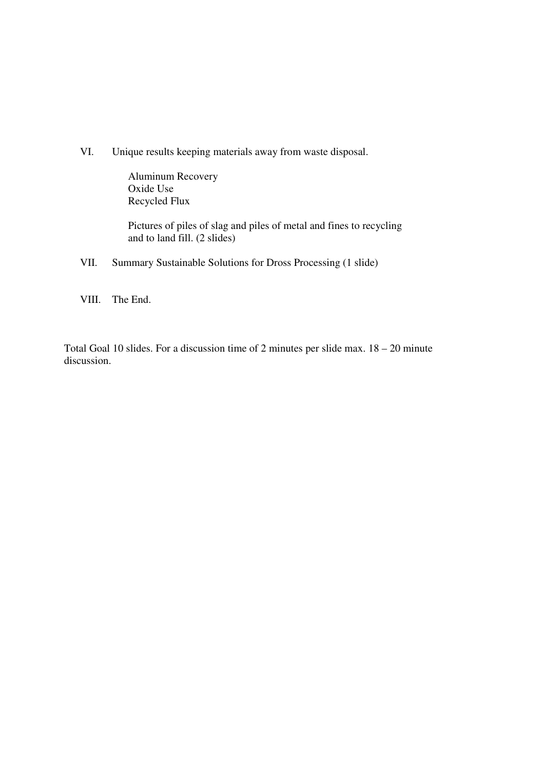VI. Unique results keeping materials away from waste disposal.

    Aluminum Recovery
    Oxide Use
    Recycled Flux

    Pictures of piles of slag and piles of metal and fines to recycling and to land fill. (2 slides)

VII. Summary Sustainable Solutions for Dross Processing (1 slide)

VIII. The End.

Total Goal 10 slides. For a discussion time of 2 minutes per slide max. 18 – 20 minute discussion.